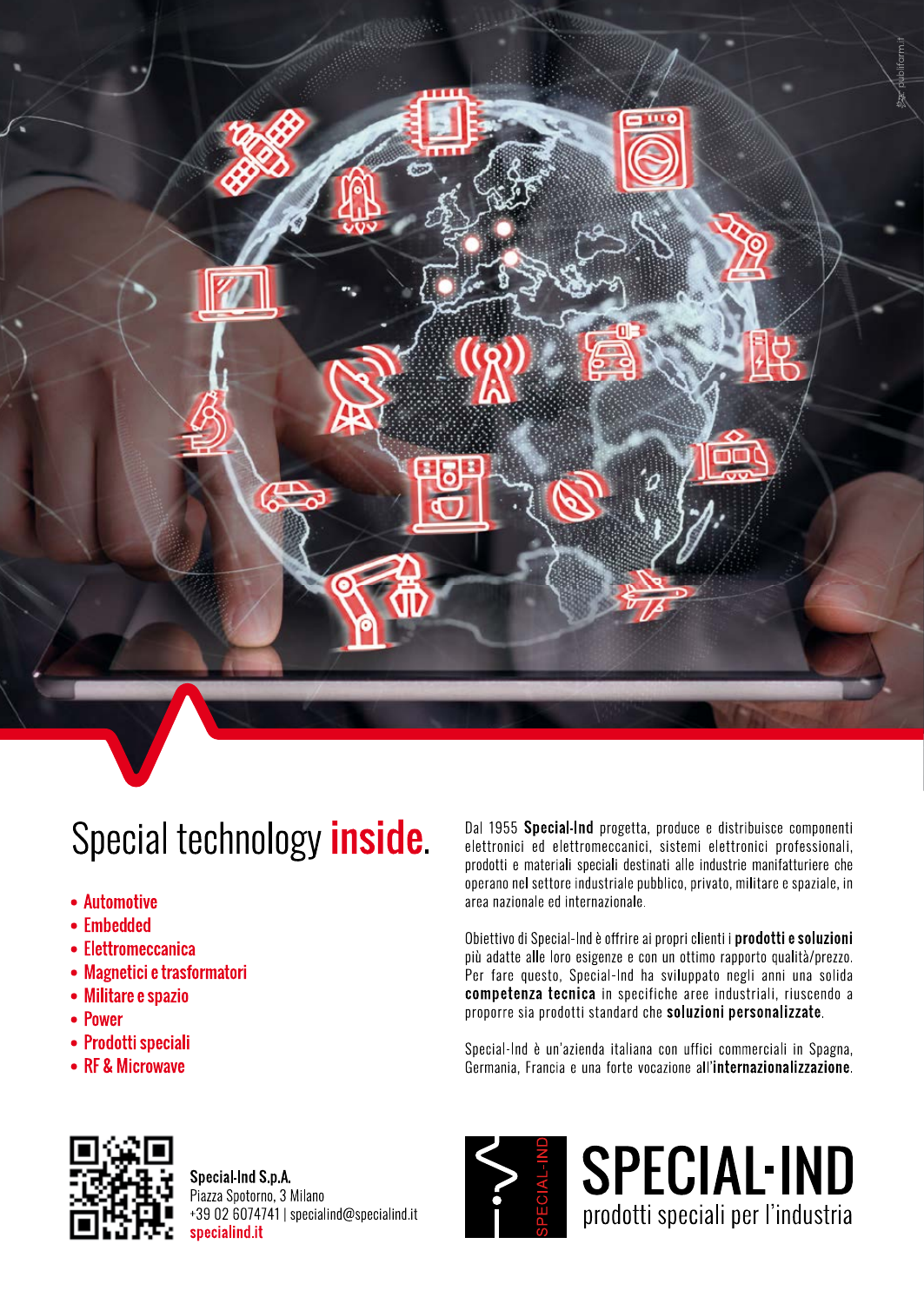# Special technology **inside**.

- Automotive
- Embedded
- Elettromeccanica
- Magnetici e trasformatori
- Militare e spazio
- Power
- Prodotti speciali
- RF & Microwave

Dal 1955 **Special-Ind** progetta, produce e distribuisce componenti elettronici ed elettromeccanici, sistemi elettronici professionali, prodotti e materiali speciali destinati alle industrie manifatturiere che operano nel settore industriale pubblico, privato, militare e spaziale, in area nazionale ed internazionale.

Obiettivo di Special-Ind è offrire ai propri clienti i **prodotti e soluzioni** più adatte alle loro esigenze e con un ottimo rapporto qualità/prezzo. Per fare questo, Special-Ind ha sviluppato negli anni una solida **competenza tecnica** in specifiche aree industriali, riuscendo a proporre sia prodotti standard che **soluzioni personalizzate**.

Special-Ind è un'azienda italiana con uffici commerciali in Spagna, Germania, Francia e una forte vocazione all'**internazionalizzazione**.

**Special-Ind S.p.A.**
Piazza Spotorno, 3 Milano
+39 02 6074741 | specialind@specialind.it
**specialind.it**

SPECIAL-IND
prodotti speciali per l'industria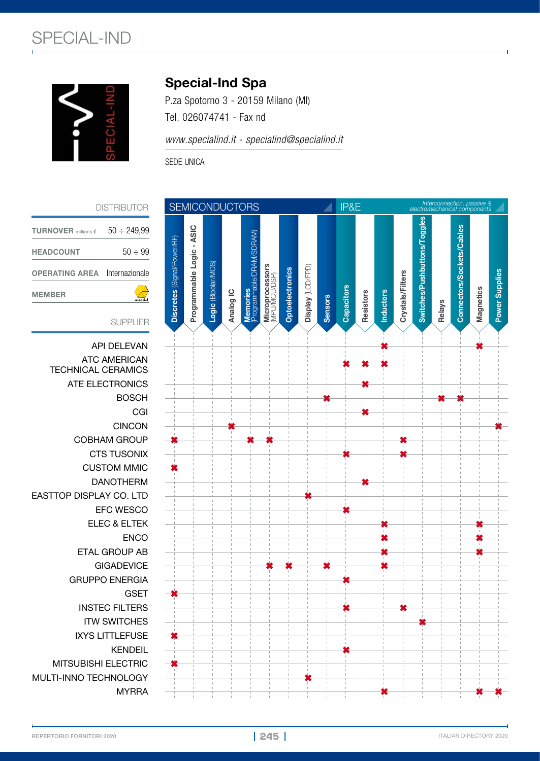# SPECIAL-IND

## Special-Ind Spa

P.za Spotorno 3 - 20159 Milano (MI)

Tel. 026074741 - Fax nd

*www.specialind.it - specialind@specialind.it*

SEDE UNICA

**DISTRIBUTOR**

| | |
|---|---|
| **TURNOVER** millions € | 50 ÷ 249,99 |
| **HEADCOUNT** | 50 ÷ 99 |
| **OPERATING AREA** | Internazionale |
| **MEMBER** | assodel |

| SUPPLIER | SEMICONDUCTORS | | | | | | | | | IP&E (Interconnection, passive & electromechanical components) | | | | | | | | |
|---|---|---|---|---|---|---|---|---|---|---|---|---|---|---|---|---|---|---|
| | **Discretes** (Signal/Power/RF) | **Programmable Logic - ASIC** | **Logic** (Bipolar/MOS) | **Analog IC** | **Memories** (Programmable/DRAM/SDRAM) | **Microprocessors** (MPU/MCU/DSP) | **Optoelectronics** | **Display** (LCD/FPD) | **Sensors** | **Capacitors** | **Resistors** | **Inductors** | **Crystals/Filters** | **Switches/Pushbuttons/Toggles** | **Relays** | **Connectors/Sockets/Cables** | **Magnetics** | **Power Supplies** |
| API DELEVAN | | | | | | | | | | | | ✖ | | | | | ✖ | |
| ATC AMERICAN TECHNICAL CERAMICS | | | | | | | | | | ✖ | ✖ | ✖ | | | | | | |
| ATE ELECTRONICS | | | | | | | | | | | ✖ | | | | | | | |
| BOSCH | | | | | | | | | ✖ | | | | | | ✖ | ✖ | | |
| CGI | | | | | | | | | | | ✖ | | | | | | | |
| CINCON | | | | ✖ | | | | | | | | | | | | | | ✖ |
| COBHAM GROUP | ✖ | | | | ✖ | ✖ | | | | | | | ✖ | | | | | |
| CTS TUSONIX | | | | | | | | | | ✖ | | | ✖ | | | | | |
| CUSTOM MMIC | ✖ | | | | | | | | | | | | | | | | | |
| DANOTHERM | | | | | | | | | | | ✖ | | | | | | | |
| EASTTOP DISPLAY CO. LTD | | | | | | | | ✖ | | | | | | | | | | |
| EFC WESCO | | | | | | | | | | ✖ | | | | | | | | |
| ELEC & ELTEK | | | | | | | | | | | | ✖ | | | | | ✖ | |
| ENCO | | | | | | | | | | | | ✖ | | | | | ✖ | |
| ETAL GROUP AB | | | | | | | | | | | | ✖ | | | | | ✖ | |
| GIGADEVICE | | | | | | ✖ | ✖ | | ✖ | | | ✖ | | | | | | |
| GRUPPO ENERGIA | | | | | | | | | | ✖ | | | | | | | | |
| GSET | ✖ | | | | | | | | | | | | | | | | | |
| INSTEC FILTERS | | | | | | | | | | ✖ | | | ✖ | | | | | |
| ITW SWITCHES | | | | | | | | | | | | | | ✖ | | | | |
| IXYS LITTLEFUSE | ✖ | | | | | | | | | | | | | | | | | |
| KENDEIL | | | | | | | | | | ✖ | | | | | | | | |
| MITSUBISHI ELECTRIC | ✖ | | | | | | | | | | | | | | | | | |
| MULTI-INNO TECHNOLOGY | | | | | | | | ✖ | | | | | | | | | | |
| MYRRA | | | | | | | | | | | | ✖ | | | | | ✖ | ✖ |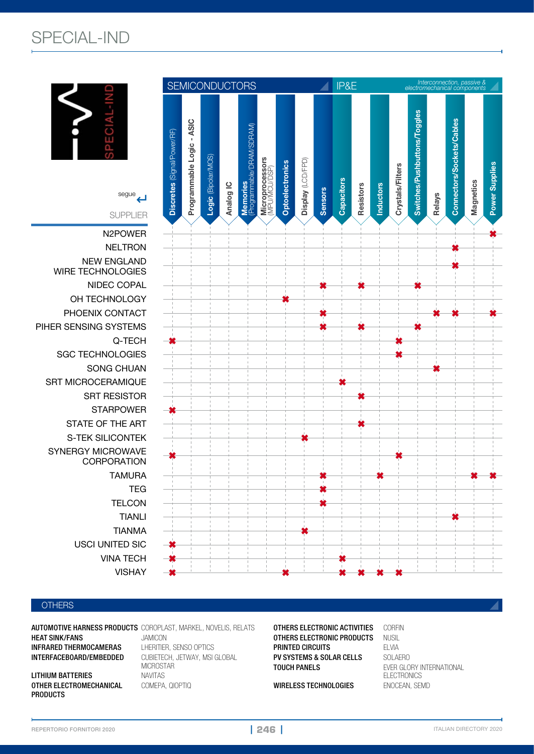# SPECIAL-IND

segue

| SUPPLIER | SEMICONDUCTORS | | | | | | | | | IP&E | | | | *Interconnection, passive & electromechanical components* | | | | |
|---|---|---|---|---|---|---|---|---|---|---|---|---|---|---|---|---|---|---|
| | **Discretes** (Signal/Power/RF) | **Programmable Logic - ASIC** | **Logic** (Bipolar/MOS) | **Analog IC** | **Memories** (Programmable/DRAM/SDRAM) | **Microprocessors** (MPU/MCU/DSP) | **Optoelectronics** | **Display** (LCD/FPD) | **Sensors** | **Capacitors** | **Resistors** | **Inductors** | **Crystals/Filters** | **Switches/Pushbuttons/Toggles** | **Relays** | **Connectors/Sockets/Cables** | **Magnetics** | **Power Supplies** |
| N2POWER | | | | | | | | | | | | | | | | | | ✖ |
| NELTRON | | | | | | | | | | | | | | | | ✖ | | |
| NEW ENGLAND WIRE TECHNOLOGIES | | | | | | | | | | | | | | | | ✖ | | |
| NIDEC COPAL | | | | | | | | | ✖ | | ✖ | | | ✖ | | | | |
| OH TECHNOLOGY | | | | | | | ✖ | | | | | | | | | | | |
| PHOENIX CONTACT | | | | | | | | | ✖ | | | | | | ✖ | ✖ | | ✖ |
| PIHER SENSING SYSTEMS | | | | | | | | | ✖ | | ✖ | | | ✖ | | | | |
| Q-TECH | ✖ | | | | | | | | | | | | ✖ | | | | | |
| SGC TECHNOLOGIES | | | | | | | | | | | | | ✖ | | | | | |
| SONG CHUAN | | | | | | | | | | | | | | | ✖ | | | |
| SRT MICROCERAMIQUE | | | | | | | | | | ✖ | | | | | | | | |
| SRT RESISTOR | | | | | | | | | | | ✖ | | | | | | | |
| STARPOWER | ✖ | | | | | | | | | | | | | | | | | |
| STATE OF THE ART | | | | | | | | | | | ✖ | | | | | | | |
| S-TEK SILICONTEK | | | | | | | | ✖ | | | | | | | | | | |
| SYNERGY MICROWAVE CORPORATION | ✖ | | | | | | | | | | | | ✖ | | | | | |
| TAMURA | | | | | | | | | ✖ | | | ✖ | | | | | ✖ | ✖ |
| TEG | | | | | | | | | ✖ | | | | | | | | | |
| TELCON | | | | | | | | | ✖ | | | | | | | | | |
| TIANLI | | | | | | | | | | | | | | | | ✖ | | |
| TIANMA | | | | | | | | ✖ | | | | | | | | | | |
| USCI UNITED SIC | ✖ | | | | | | | | | | | | | | | | | |
| VINA TECH | ✖ | | | | | | | | | ✖ | | | | | | | | |
| VISHAY | ✖ | | | | | | ✖ | | | ✖ | ✖ | ✖ | ✖ | | | | | |

## OTHERS

**AUTOMOTIVE HARNESS PRODUCTS** COROPLAST, MARKEL, NOVELIS, RELATS
**HEAT SINK/FANS** JAMICON
**INFRARED THERMOCAMERAS** LHERITIER, SENSO OPTICS
**INTERFACEBOARD/EMBEDDED** CUBIETECH, JETWAY, MSI GLOBAL MICROSTAR
**LITHIUM BATTERIES** NAVITAS
**OTHER ELECTROMECHANICAL PRODUCTS** COMEPA, QIOPTIQ
**OTHERS ELECTRONIC ACTIVITIES** CORFIN
**OTHERS ELECTRONIC PRODUCTS** NUSIL
**PRINTED CIRCUITS** ELVIA
**PV SYSTEMS & SOLAR CELLS** SOLAERO
**TOUCH PANELS** EVER GLORY INTERNATIONAL ELECTRONICS
**WIRELESS TECHNOLOGIES** ENOCEAN, SEMD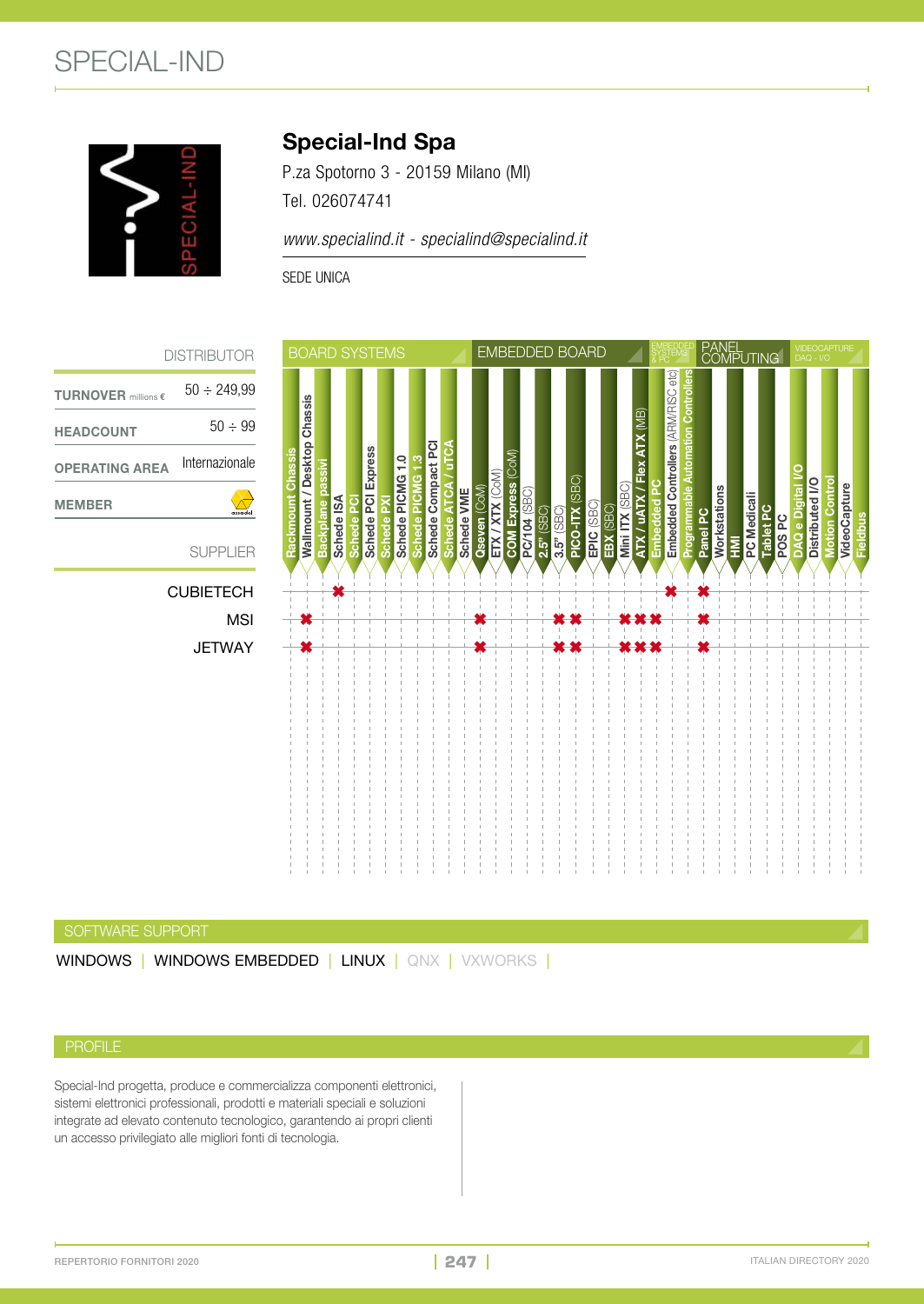# SPECIAL-IND

## Special-Ind Spa

P.za Spotorno 3 - 20159 Milano (MI)

Tel. 026074741

*www.specialind.it - specialind@specialind.it*

SEDE UNICA

DISTRIBUTOR

| | |
|---|---|
| **TURNOVER** millions € | 50 ÷ 249,99 |
| **HEADCOUNT** | 50 ÷ 99 |
| **OPERATING AREA** | Internazionale |
| **MEMBER** | assodel |

| SUPPLIER | BOARD SYSTEMS | | | | | | | | | | | | EMBEDDED BOARD | | | | | | | | | | | EMBEDDED SYSTEMS & PC | | | PANEL COMPUTING | | | | | | VIDEOCAPTURE DAQ - I/O | | | | |
|---|---|---|---|---|---|---|---|---|---|---|---|---|---|---|---|---|---|---|---|---|---|---|---|---|---|---|---|---|---|---|---|---|---|---|---|---|---|
| | Rackmount Chassis | Wallmount / Desktop Chassis | Backplane passivi | Schede ISA | Schede PCI | Schede PCI Express | Schede PXI | Schede PICMG 1.0 | Schede PICMG 1.3 | Schede Compact PCI | Schede ATCA / uTCA | Schede VME | Qseven (CoM) | ETX / XTX (CoM) | COM Express (CoM) | PC/104 (SBC) | 2.5" (SBC) | 3.5" (SBC) | PICO-ITX (SBC) | EPIC (SBC) | EBX (SBC) | Mini ITX (SBC) | ATX / uATX / Flex ATX (MB) | Embedded PC | Embedded Controllers (ARM/RISC etc) | Programmable Automation Controllers | Panel PC | Workstations | HMI | PC Medicali | Tablet PC | POS PC | DAQ e Digital I/O | Distributed I/O | Motion Control | VideoCapture | Fieldbus |
| CUBIETECH | | | | ✖ | | | | | | | | | | | | | | | | | | | | | ✖ | | ✖ | | | | | | | | | | |
| MSI | | ✖ | | | | | | | | | | | ✖ | | | | | ✖ | ✖ | | | ✖ | ✖ | ✖ | | | ✖ | | | | | | | | | | |
| JETWAY | | ✖ | | | | | | | | | | | ✖ | | | | | ✖ | ✖ | | | ✖ | ✖ | ✖ | | | ✖ | | | | | | | | | | |

## SOFTWARE SUPPORT

WINDOWS | WINDOWS EMBEDDED | LINUX | QNX | VXWORKS |

## PROFILE

Special-Ind progetta, produce e commercializza componenti elettronici, sistemi elettronici professionali, prodotti e materiali speciali e soluzioni integrate ad elevato contenuto tecnologico, garantendo ai propri clienti un accesso privilegiato alle migliori fonti di tecnologia.